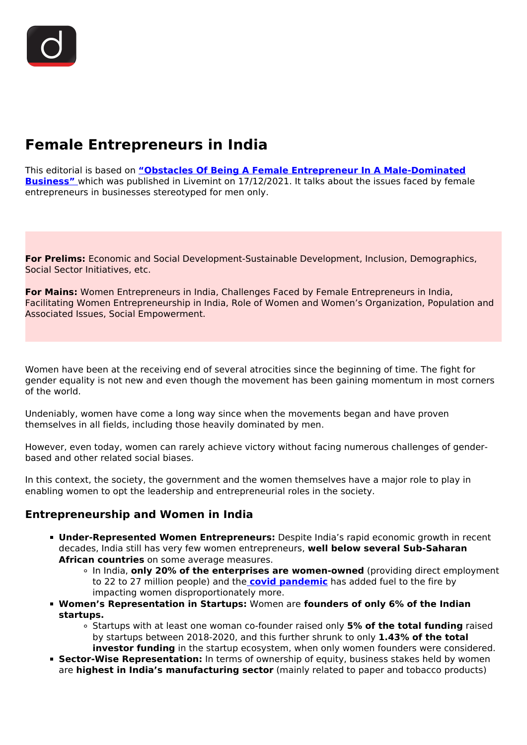# Female Entrepreneurs in India

This editorial is based on **[“Obstacles Of Being A Female Entrepreneur In A Male-Dominated Business”](#)** which was published in Livemint on 17/12/2021. It talks about the issues faced by female entrepreneurs in businesses stereotyped for men only.

**For Prelims:** Economic and Social Development-Sustainable Development, Inclusion, Demographics, Social Sector Initiatives, etc.

**For Mains:** Women Entrepreneurs in India, Challenges Faced by Female Entrepreneurs in India, Facilitating Women Entrepreneurship in India, Role of Women and Women’s Organization, Population and Associated Issues, Social Empowerment.

Women have been at the receiving end of several atrocities since the beginning of time. The fight for gender equality is not new and even though the movement has been gaining momentum in most corners of the world.

Undeniably, women have come a long way since when the movements began and have proven themselves in all fields, including those heavily dominated by men.

However, even today, women can rarely achieve victory without facing numerous challenges of gender-based and other related social biases.

In this context, the society, the government and the women themselves have a major role to play in enabling women to opt the leadership and entrepreneurial roles in the society.

## Entrepreneurship and Women in India

- **Under-Represented Women Entrepreneurs:** Despite India’s rapid economic growth in recent decades, India still has very few women entrepreneurs, **well below several Sub-Saharan African countries** on some average measures.
  - In India, **only 20% of the enterprises are women-owned** (providing direct employment to 22 to 27 million people) and the **[covid pandemic](#)** has added fuel to the fire by impacting women disproportionately more.
- **Women’s Representation in Startups:** Women are **founders of only 6% of the Indian startups.**
  - Startups with at least one woman co-founder raised only **5% of the total funding** raised by startups between 2018-2020, and this further shrunk to only **1.43% of the total investor funding** in the startup ecosystem, when only women founders were considered.
- **Sector-Wise Representation:** In terms of ownership of equity, business stakes held by women are **highest in India’s manufacturing sector** (mainly related to paper and tobacco products)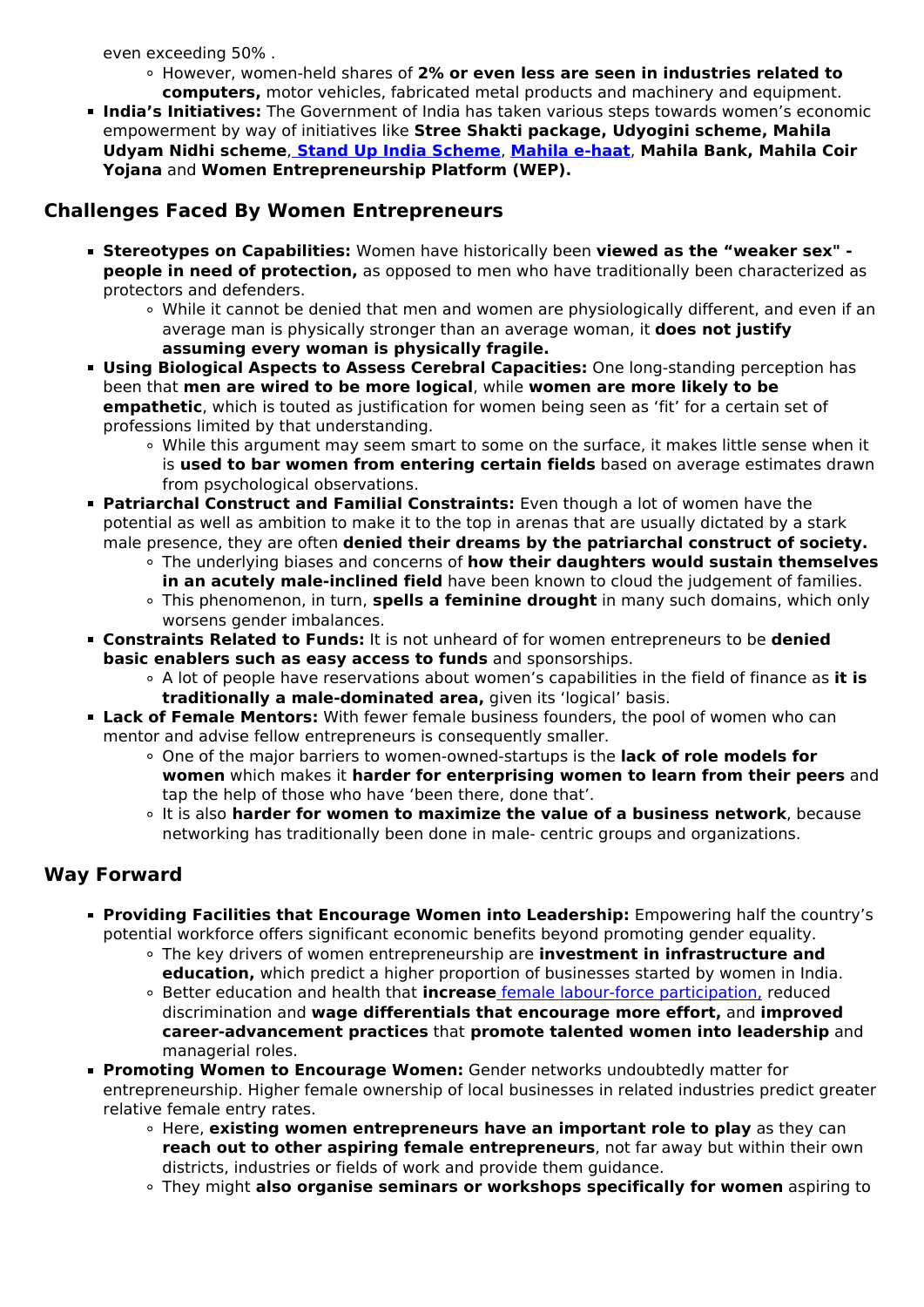even exceeding 50% .

- However, women-held shares of **2% or even less are seen in industries related to computers,** motor vehicles, fabricated metal products and machinery and equipment.

- **India's Initiatives:** The Government of India has taken various steps towards women's economic empowerment by way of initiatives like **Stree Shakti package, Udyogini scheme, Mahila Udyam Nidhi scheme**, **Stand Up India Scheme**, **Mahila e-haat**, **Mahila Bank, Mahila Coir Yojana** and **Women Entrepreneurship Platform (WEP).**

## Challenges Faced By Women Entrepreneurs

- **Stereotypes on Capabilities:** Women have historically been **viewed as the "weaker sex" - people in need of protection,** as opposed to men who have traditionally been characterized as protectors and defenders.
  - While it cannot be denied that men and women are physiologically different, and even if an average man is physically stronger than an average woman, it **does not justify assuming every woman is physically fragile.**
- **Using Biological Aspects to Assess Cerebral Capacities:** One long-standing perception has been that **men are wired to be more logical**, while **women are more likely to be empathetic**, which is touted as justification for women being seen as 'fit' for a certain set of professions limited by that understanding.
  - While this argument may seem smart to some on the surface, it makes little sense when it is **used to bar women from entering certain fields** based on average estimates drawn from psychological observations.
- **Patriarchal Construct and Familial Constraints:** Even though a lot of women have the potential as well as ambition to make it to the top in arenas that are usually dictated by a stark male presence, they are often **denied their dreams by the patriarchal construct of society.**
  - The underlying biases and concerns of **how their daughters would sustain themselves in an acutely male-inclined field** have been known to cloud the judgement of families.
  - This phenomenon, in turn, **spells a feminine drought** in many such domains, which only worsens gender imbalances.
- **Constraints Related to Funds:** It is not unheard of for women entrepreneurs to be **denied basic enablers such as easy access to funds** and sponsorships.
  - A lot of people have reservations about women's capabilities in the field of finance as **it is traditionally a male-dominated area,** given its 'logical' basis.
- **Lack of Female Mentors:** With fewer female business founders, the pool of women who can mentor and advise fellow entrepreneurs is consequently smaller.
  - One of the major barriers to women-owned-startups is the **lack of role models for women** which makes it **harder for enterprising women to learn from their peers** and tap the help of those who have 'been there, done that'.
  - It is also **harder for women to maximize the value of a business network**, because networking has traditionally been done in male- centric groups and organizations.

## Way Forward

- **Providing Facilities that Encourage Women into Leadership:** Empowering half the country's potential workforce offers significant economic benefits beyond promoting gender equality.
  - The key drivers of women entrepreneurship are **investment in infrastructure and education,** which predict a higher proportion of businesses started by women in India.
  - Better education and health that **increase** female labour-force participation, reduced discrimination and **wage differentials that encourage more effort,** and **improved career-advancement practices** that **promote talented women into leadership** and managerial roles.
- **Promoting Women to Encourage Women:** Gender networks undoubtedly matter for entrepreneurship. Higher female ownership of local businesses in related industries predict greater relative female entry rates.
  - Here, **existing women entrepreneurs have an important role to play** as they can **reach out to other aspiring female entrepreneurs**, not far away but within their own districts, industries or fields of work and provide them guidance.
  - They might **also organise seminars or workshops specifically for women** aspiring to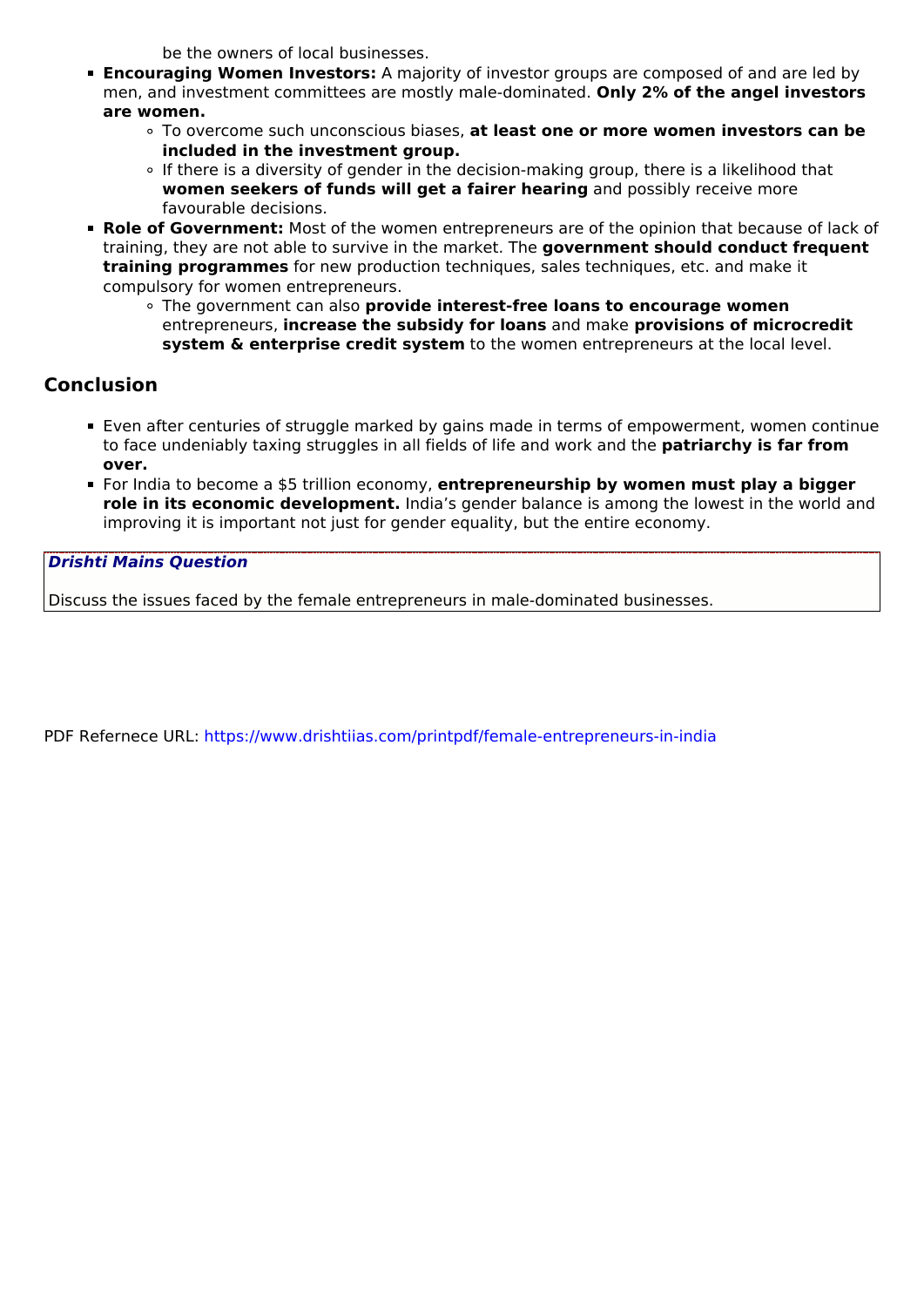be the owners of local businesses.

- **Encouraging Women Investors:** A majority of investor groups are composed of and are led by men, and investment committees are mostly male-dominated. **Only 2% of the angel investors are women.**
  - To overcome such unconscious biases, **at least one or more women investors can be included in the investment group.**
  - If there is a diversity of gender in the decision-making group, there is a likelihood that **women seekers of funds will get a fairer hearing** and possibly receive more favourable decisions.
- **Role of Government:** Most of the women entrepreneurs are of the opinion that because of lack of training, they are not able to survive in the market. The **government should conduct frequent training programmes** for new production techniques, sales techniques, etc. and make it compulsory for women entrepreneurs.
  - The government can also **provide interest-free loans to encourage women** entrepreneurs, **increase the subsidy for loans** and make **provisions of microcredit system & enterprise credit system** to the women entrepreneurs at the local level.

## Conclusion

- Even after centuries of struggle marked by gains made in terms of empowerment, women continue to face undeniably taxing struggles in all fields of life and work and the **patriarchy is far from over.**
- For India to become a $5 trillion economy, **entrepreneurship by women must play a bigger role in its economic development.** India's gender balance is among the lowest in the world and improving it is important not just for gender equality, but the entire economy.

***Drishti Mains Question***

Discuss the issues faced by the female entrepreneurs in male-dominated businesses.

PDF Refernece URL: https://www.drishtiias.com/printpdf/female-entrepreneurs-in-india